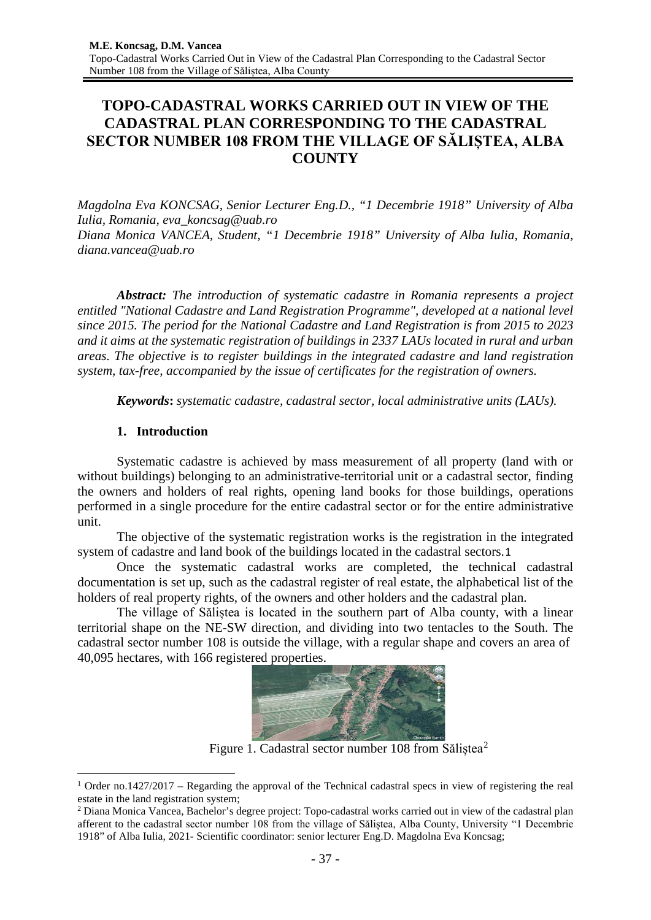# TOPO-CADASTRAL WORKS CARRIED OUT IN VIEW OF THE CADASTRAL PLAN CORRESPONDING TO THE CADASTRAL SECTOR NUMBER 108 FROM THE VILLAGE OF SĂLIȘTEA, ALBA COUNTY

*Magdolna Eva KONCSAG, Senior Lecturer Eng.D., "1 Decembrie 1918" University of Alba Iulia, Romania, eva_koncsag@uab.ro*
*Diana Monica VANCEA, Student, "1 Decembrie 1918" University of Alba Iulia, Romania, diana.vancea@uab.ro*

***Abstract:*** *The introduction of systematic cadastre in Romania represents a project entitled "National Cadastre and Land Registration Programme", developed at a national level since 2015. The period for the National Cadastre and Land Registration is from 2015 to 2023 and it aims at the systematic registration of buildings in 2337 LAUs located in rural and urban areas. The objective is to register buildings in the integrated cadastre and land registration system, tax-free, accompanied by the issue of certificates for the registration of owners.*

***Keywords*:** *systematic cadastre, cadastral sector, local administrative units (LAUs).*

## 1. Introduction

Systematic cadastre is achieved by mass measurement of all property (land with or without buildings) belonging to an administrative-territorial unit or a cadastral sector, finding the owners and holders of real rights, opening land books for those buildings, operations performed in a single procedure for the entire cadastral sector or for the entire administrative unit.

The objective of the systematic registration works is the registration in the integrated system of cadastre and land book of the buildings located in the cadastral sectors.[1]

Once the systematic cadastral works are completed, the technical cadastral documentation is set up, such as the cadastral register of real estate, the alphabetical list of the holders of real property rights, of the owners and other holders and the cadastral plan.

The village of Săliștea is located in the southern part of Alba county, with a linear territorial shape on the NE-SW direction, and dividing into two tentacles to the South. The cadastral sector number 108 is outside the village, with a regular shape and covers an area of 40,095 hectares, with 166 registered properties.

Figure 1. Cadastral sector number 108 from Săliștea[2]

---

[1] Order no.1427/2017 – Regarding the approval of the Technical cadastral specs in view of registering the real estate in the land registration system;

[2] Diana Monica Vancea, Bachelor's degree project: Topo-cadastral works carried out in view of the cadastral plan afferent to the cadastral sector number 108 from the village of Săliștea, Alba County, University "1 Decembrie 1918" of Alba Iulia, 2021- Scientific coordinator: senior lecturer Eng.D. Magdolna Eva Koncsag;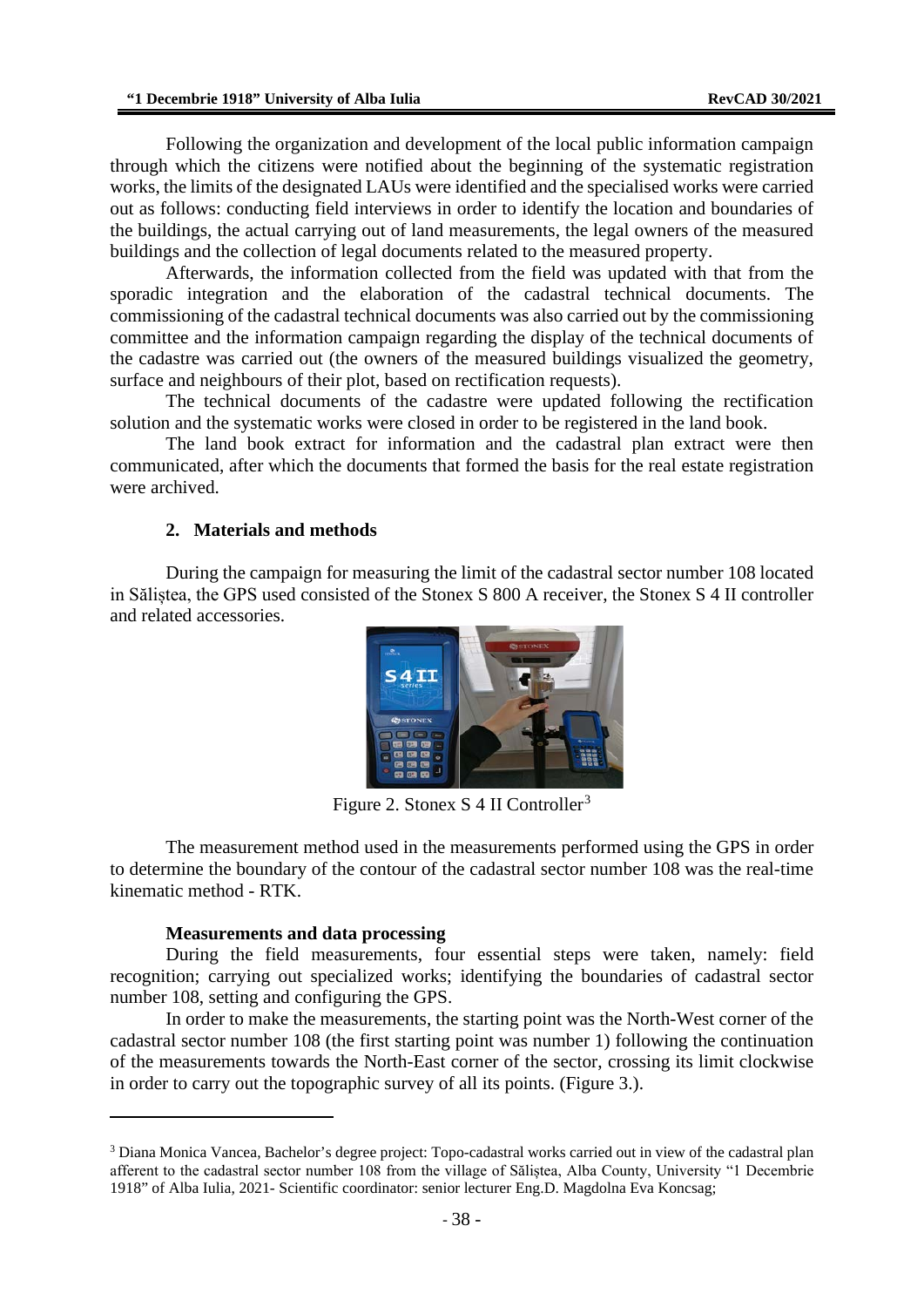Following the organization and development of the local public information campaign through which the citizens were notified about the beginning of the systematic registration works, the limits of the designated LAUs were identified and the specialised works were carried out as follows: conducting field interviews in order to identify the location and boundaries of the buildings, the actual carrying out of land measurements, the legal owners of the measured buildings and the collection of legal documents related to the measured property.

Afterwards, the information collected from the field was updated with that from the sporadic integration and the elaboration of the cadastral technical documents. The commissioning of the cadastral technical documents was also carried out by the commissioning committee and the information campaign regarding the display of the technical documents of the cadastre was carried out (the owners of the measured buildings visualized the geometry, surface and neighbours of their plot, based on rectification requests).

The technical documents of the cadastre were updated following the rectification solution and the systematic works were closed in order to be registered in the land book.

The land book extract for information and the cadastral plan extract were then communicated, after which the documents that formed the basis for the real estate registration were archived.

## 2. Materials and methods

During the campaign for measuring the limit of the cadastral sector number 108 located in Săliștea, the GPS used consisted of the Stonex S 800 A receiver, the Stonex S 4 II controller and related accessories.

Figure 2. Stonex S 4 II Controller[3]

The measurement method used in the measurements performed using the GPS in order to determine the boundary of the contour of the cadastral sector number 108 was the real-time kinematic method - RTK.

### Measurements and data processing

During the field measurements, four essential steps were taken, namely: field recognition; carrying out specialized works; identifying the boundaries of cadastral sector number 108, setting and configuring the GPS.

In order to make the measurements, the starting point was the North-West corner of the cadastral sector number 108 (the first starting point was number 1) following the continuation of the measurements towards the North-East corner of the sector, crossing its limit clockwise in order to carry out the topographic survey of all its points. (Figure 3.).

---

[3] Diana Monica Vancea, Bachelor's degree project: Topo-cadastral works carried out in view of the cadastral plan afferent to the cadastral sector number 108 from the village of Săliștea, Alba County, University "1 Decembrie 1918" of Alba Iulia, 2021- Scientific coordinator: senior lecturer Eng.D. Magdolna Eva Koncsag;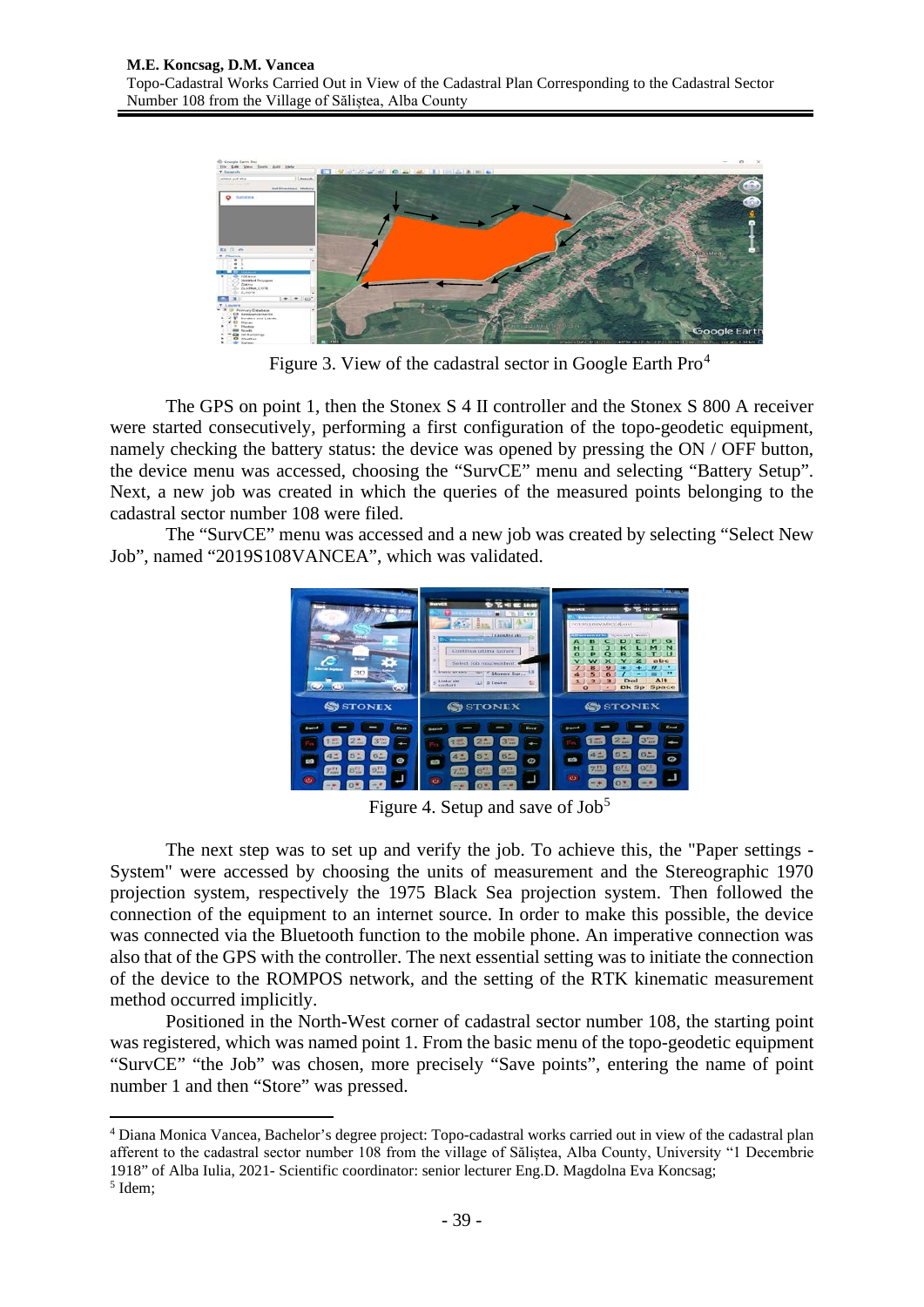Figure 3. View of the cadastral sector in Google Earth Pro[4]

The GPS on point 1, then the Stonex S 4 II controller and the Stonex S 800 A receiver were started consecutively, performing a first configuration of the topo-geodetic equipment, namely checking the battery status: the device was opened by pressing the ON / OFF button, the device menu was accessed, choosing the "SurvCE" menu and selecting "Battery Setup". Next, a new job was created in which the queries of the measured points belonging to the cadastral sector number 108 were filed.

The "SurvCE" menu was accessed and a new job was created by selecting "Select New Job", named "2019S108VANCEA", which was validated.

Figure 4. Setup and save of Job[5]

The next step was to set up and verify the job. To achieve this, the "Paper settings - System" were accessed by choosing the units of measurement and the Stereographic 1970 projection system, respectively the 1975 Black Sea projection system. Then followed the connection of the equipment to an internet source. In order to make this possible, the device was connected via the Bluetooth function to the mobile phone. An imperative connection was also that of the GPS with the controller. The next essential setting was to initiate the connection of the device to the ROMPOS network, and the setting of the RTK kinematic measurement method occurred implicitly.

Positioned in the North-West corner of cadastral sector number 108, the starting point was registered, which was named point 1. From the basic menu of the topo-geodetic equipment "SurvCE" "the Job" was chosen, more precisely "Save points", entering the name of point number 1 and then "Store" was pressed.

[4] Diana Monica Vancea, Bachelor's degree project: Topo-cadastral works carried out in view of the cadastral plan afferent to the cadastral sector number 108 from the village of Săliștea, Alba County, University "1 Decembrie 1918" of Alba Iulia, 2021- Scientific coordinator: senior lecturer Eng.D. Magdolna Eva Koncsag;

[5] Idem;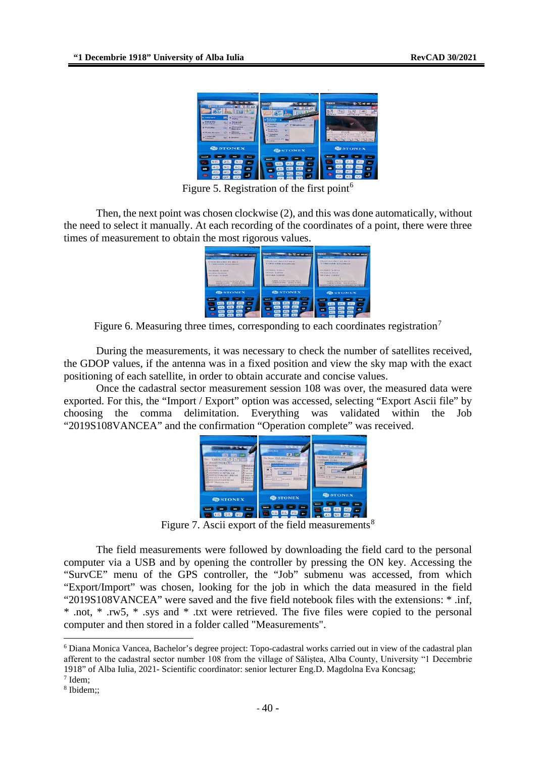Figure 5. Registration of the first point[6]

Then, the next point was chosen clockwise (2), and this was done automatically, without the need to select it manually. At each recording of the coordinates of a point, there were three times of measurement to obtain the most rigorous values.

Figure 6. Measuring three times, corresponding to each coordinates registration[7]

During the measurements, it was necessary to check the number of satellites received, the GDOP values, if the antenna was in a fixed position and view the sky map with the exact positioning of each satellite, in order to obtain accurate and concise values.

Once the cadastral sector measurement session 108 was over, the measured data were exported. For this, the "Import / Export" option was accessed, selecting "Export Ascii file" by choosing the comma delimitation. Everything was validated within the Job "2019S108VANCEA" and the confirmation "Operation complete" was received.

Figure 7. Ascii export of the field measurements[8]

The field measurements were followed by downloading the field card to the personal computer via a USB and by opening the controller by pressing the ON key. Accessing the "SurvCE" menu of the GPS controller, the "Job" submenu was accessed, from which "Export/Import" was chosen, looking for the job in which the data measured in the field "2019S108VANCEA" were saved and the five field notebook files with the extensions: * .inf, * .not, * .rw5, * .sys and * .txt were retrieved. The five files were copied to the personal computer and then stored in a folder called "Measurements".

---

[6] Diana Monica Vancea, Bachelor's degree project: Topo-cadastral works carried out in view of the cadastral plan afferent to the cadastral sector number 108 from the village of Săliștea, Alba County, University "1 Decembrie 1918" of Alba Iulia, 2021- Scientific coordinator: senior lecturer Eng.D. Magdolna Eva Koncsag;

[7] Idem;

[8] Ibidem;;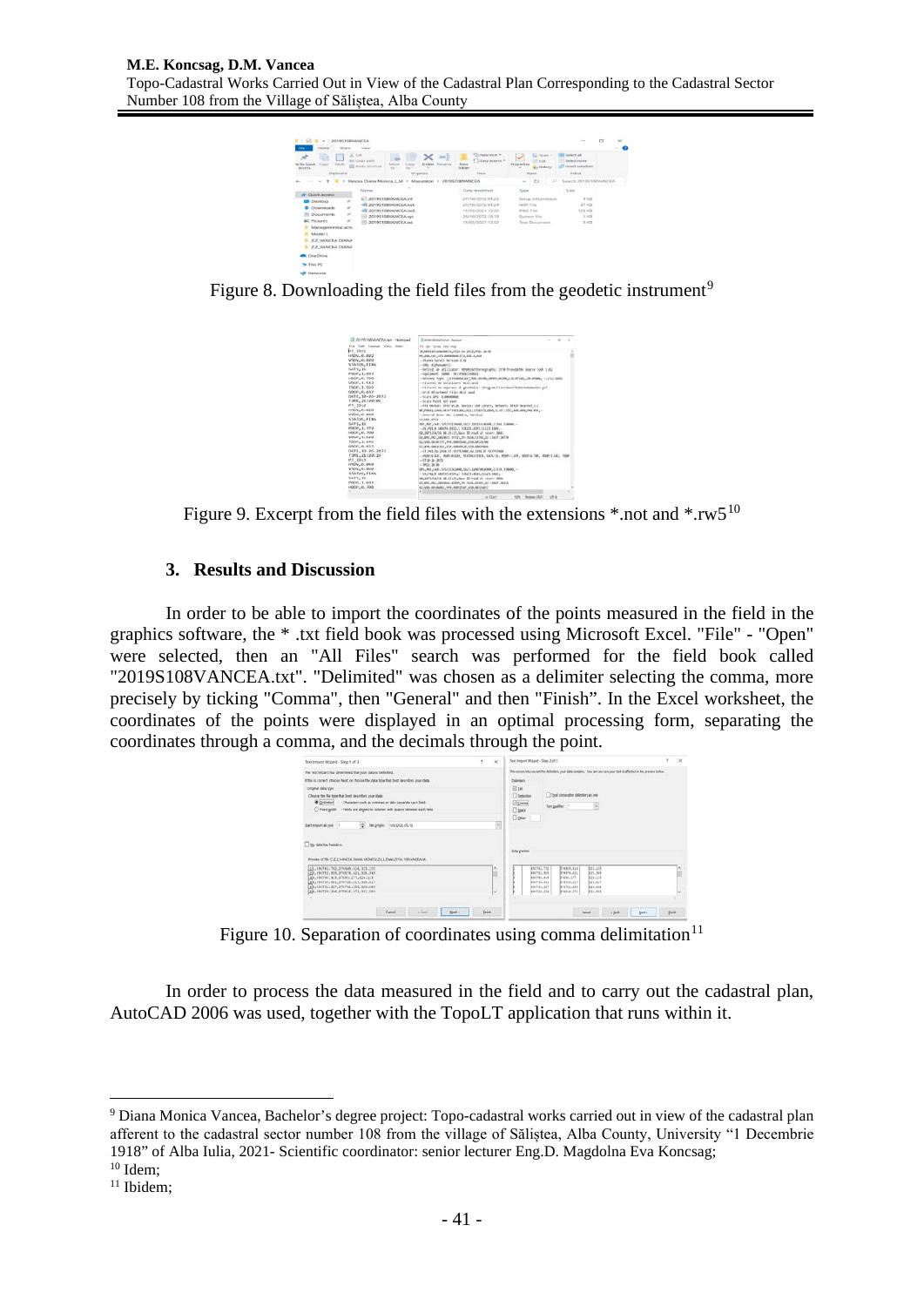Figure 8. Downloading the field files from the geodetic instrument[9]

Figure 9. Excerpt from the field files with the extensions *.not and *.rw5[10]

## 3. Results and Discussion

In order to be able to import the coordinates of the points measured in the field in the graphics software, the * .txt field book was processed using Microsoft Excel. "File" - "Open" were selected, then an "All Files" search was performed for the field book called "2019S108VANCEA.txt". "Delimited" was chosen as a delimiter selecting the comma, more precisely by ticking "Comma", then "General" and then "Finish". In the Excel worksheet, the coordinates of the points were displayed in an optimal processing form, separating the coordinates through a comma, and the decimals through the point.

Figure 10. Separation of coordinates using comma delimitation[11]

In order to process the data measured in the field and to carry out the cadastral plan, AutoCAD 2006 was used, together with the TopoLT application that runs within it.

---

[9] Diana Monica Vancea, Bachelor's degree project: Topo-cadastral works carried out in view of the cadastral plan afferent to the cadastral sector number 108 from the village of Săliștea, Alba County, University "1 Decembrie 1918" of Alba Iulia, 2021- Scientific coordinator: senior lecturer Eng.D. Magdolna Eva Koncsag;

[10] Idem;

[11] Ibidem;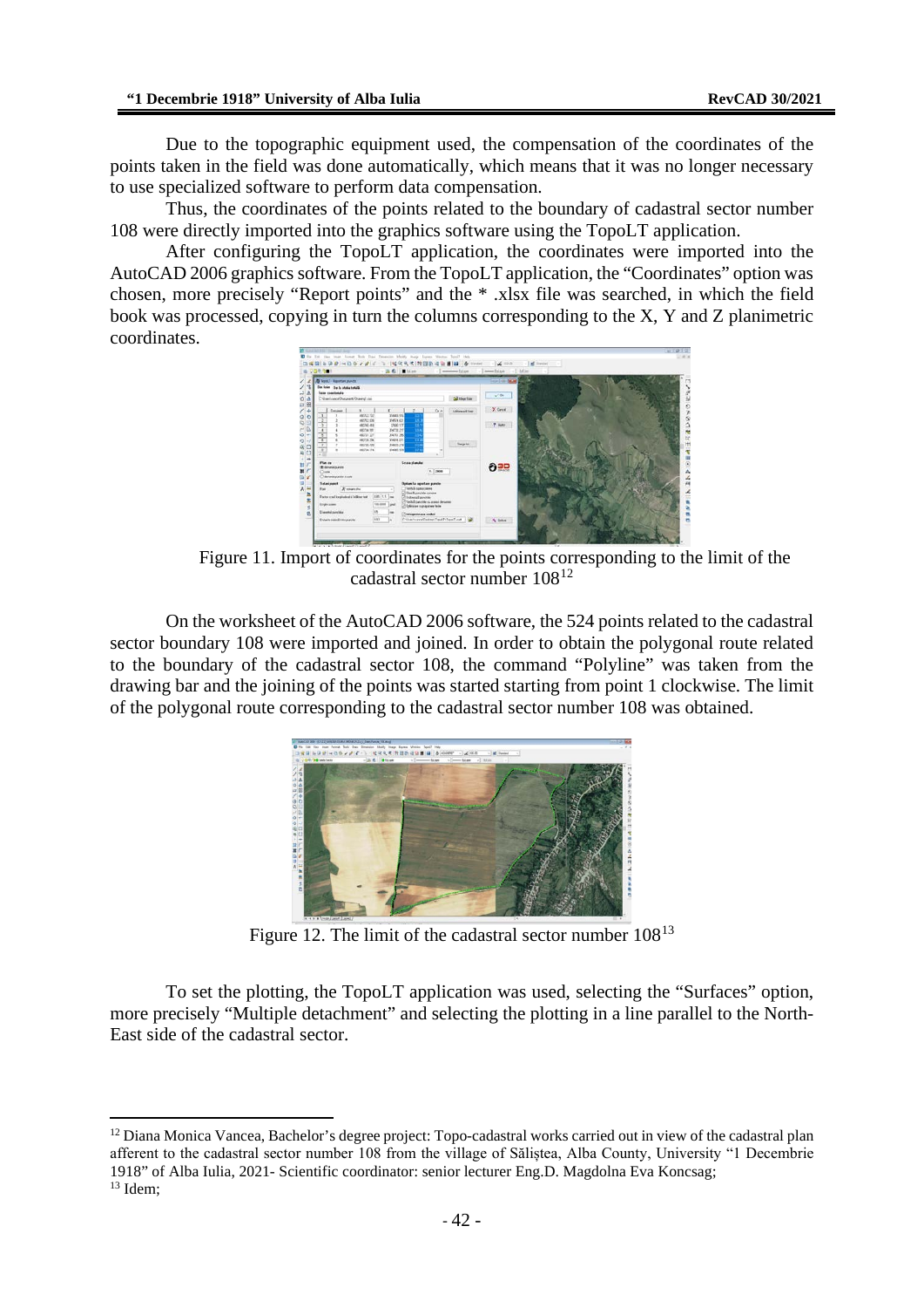Due to the topographic equipment used, the compensation of the coordinates of the points taken in the field was done automatically, which means that it was no longer necessary to use specialized software to perform data compensation.

Thus, the coordinates of the points related to the boundary of cadastral sector number 108 were directly imported into the graphics software using the TopoLT application.

After configuring the TopoLT application, the coordinates were imported into the AutoCAD 2006 graphics software. From the TopoLT application, the "Coordinates" option was chosen, more precisely "Report points" and the * .xlsx file was searched, in which the field book was processed, copying in turn the columns corresponding to the X, Y and Z planimetric coordinates.

Figure 11. Import of coordinates for the points corresponding to the limit of the cadastral sector number 108[12]

On the worksheet of the AutoCAD 2006 software, the 524 points related to the cadastral sector boundary 108 were imported and joined. In order to obtain the polygonal route related to the boundary of the cadastral sector 108, the command "Polyline" was taken from the drawing bar and the joining of the points was started starting from point 1 clockwise. The limit of the polygonal route corresponding to the cadastral sector number 108 was obtained.

Figure 12. The limit of the cadastral sector number 108[13]

To set the plotting, the TopoLT application was used, selecting the "Surfaces" option, more precisely "Multiple detachment" and selecting the plotting in a line parallel to the North-East side of the cadastral sector.

---

[12] Diana Monica Vancea, Bachelor's degree project: Topo-cadastral works carried out in view of the cadastral plan afferent to the cadastral sector number 108 from the village of Săliștea, Alba County, University "1 Decembrie 1918" of Alba Iulia, 2021- Scientific coordinator: senior lecturer Eng.D. Magdolna Eva Koncsag;

[13] Idem;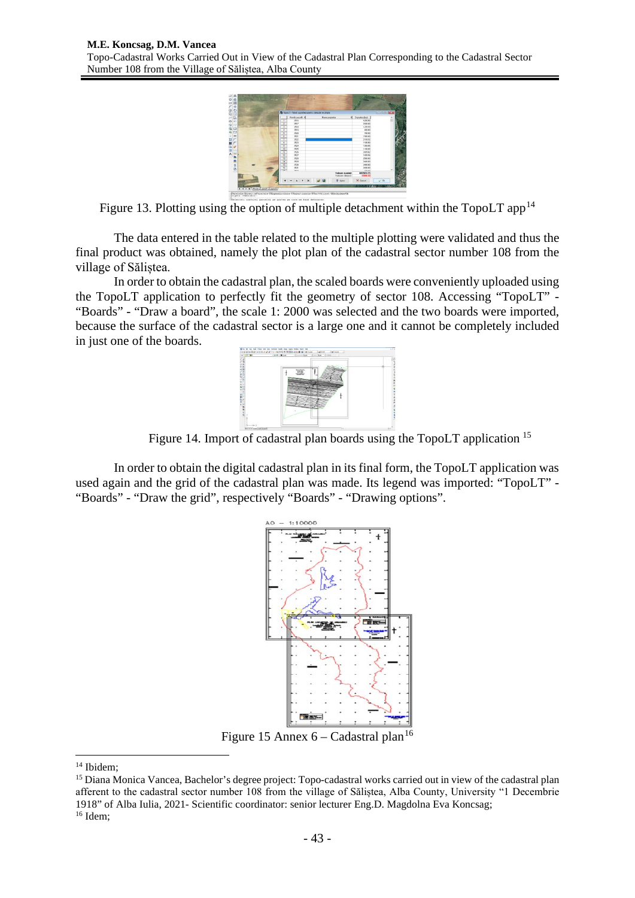Figure 13. Plotting using the option of multiple detachment within the TopoLT app[14]

The data entered in the table related to the multiple plotting were validated and thus the final product was obtained, namely the plot plan of the cadastral sector number 108 from the village of Săliștea.

In order to obtain the cadastral plan, the scaled boards were conveniently uploaded using the TopoLT application to perfectly fit the geometry of sector 108. Accessing "TopoLT" - "Boards" - "Draw a board", the scale 1: 2000 was selected and the two boards were imported, because the surface of the cadastral sector is a large one and it cannot be completely included in just one of the boards.

Figure 14. Import of cadastral plan boards using the TopoLT application [15]

In order to obtain the digital cadastral plan in its final form, the TopoLT application was used again and the grid of the cadastral plan was made. Its legend was imported: "TopoLT" - "Boards" - "Draw the grid", respectively "Boards" - "Drawing options".

Figure 15 Annex 6 – Cadastral plan[16]

---

[14] Ibidem;

[15] Diana Monica Vancea, Bachelor's degree project: Topo-cadastral works carried out in view of the cadastral plan afferent to the cadastral sector number 108 from the village of Săliștea, Alba County, University "1 Decembrie 1918" of Alba Iulia, 2021- Scientific coordinator: senior lecturer Eng.D. Magdolna Eva Koncsag;

[16] Idem;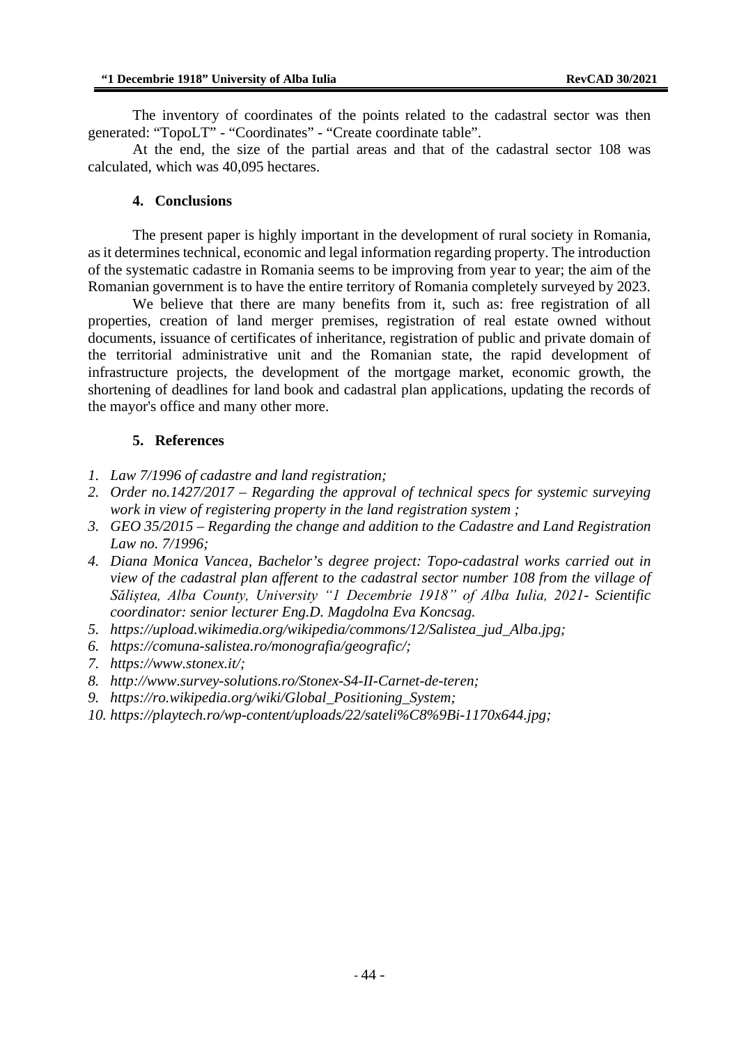The inventory of coordinates of the points related to the cadastral sector was then generated: "TopoLT" - "Coordinates" - "Create coordinate table".

At the end, the size of the partial areas and that of the cadastral sector 108 was calculated, which was 40,095 hectares.

## 4. Conclusions

The present paper is highly important in the development of rural society in Romania, as it determines technical, economic and legal information regarding property. The introduction of the systematic cadastre in Romania seems to be improving from year to year; the aim of the Romanian government is to have the entire territory of Romania completely surveyed by 2023.

We believe that there are many benefits from it, such as: free registration of all properties, creation of land merger premises, registration of real estate owned without documents, issuance of certificates of inheritance, registration of public and private domain of the territorial administrative unit and the Romanian state, the rapid development of infrastructure projects, the development of the mortgage market, economic growth, the shortening of deadlines for land book and cadastral plan applications, updating the records of the mayor's office and many other more.

## 5. References

1. *Law 7/1996 of cadastre and land registration;*
2. *Order no.1427/2017 – Regarding the approval of technical specs for systemic surveying work in view of registering property in the land registration system ;*
3. *GEO 35/2015 – Regarding the change and addition to the Cadastre and Land Registration Law no. 7/1996;*
4. *Diana Monica Vancea, Bachelor's degree project: Topo-cadastral works carried out in view of the cadastral plan afferent to the cadastral sector number 108 from the village of Săliștea, Alba County, University "1 Decembrie 1918" of Alba Iulia, 2021- Scientific coordinator: senior lecturer Eng.D. Magdolna Eva Koncsag.*
5. *https://upload.wikimedia.org/wikipedia/commons/12/Salistea_jud_Alba.jpg;*
6. *https://comuna-salistea.ro/monografia/geografic/;*
7. *https://www.stonex.it/;*
8. *http://www.survey-solutions.ro/Stonex-S4-II-Carnet-de-teren;*
9. *https://ro.wikipedia.org/wiki/Global_Positioning_System;*
10. *https://playtech.ro/wp-content/uploads/22/sateli%C8%9Bi-1170x644.jpg;*